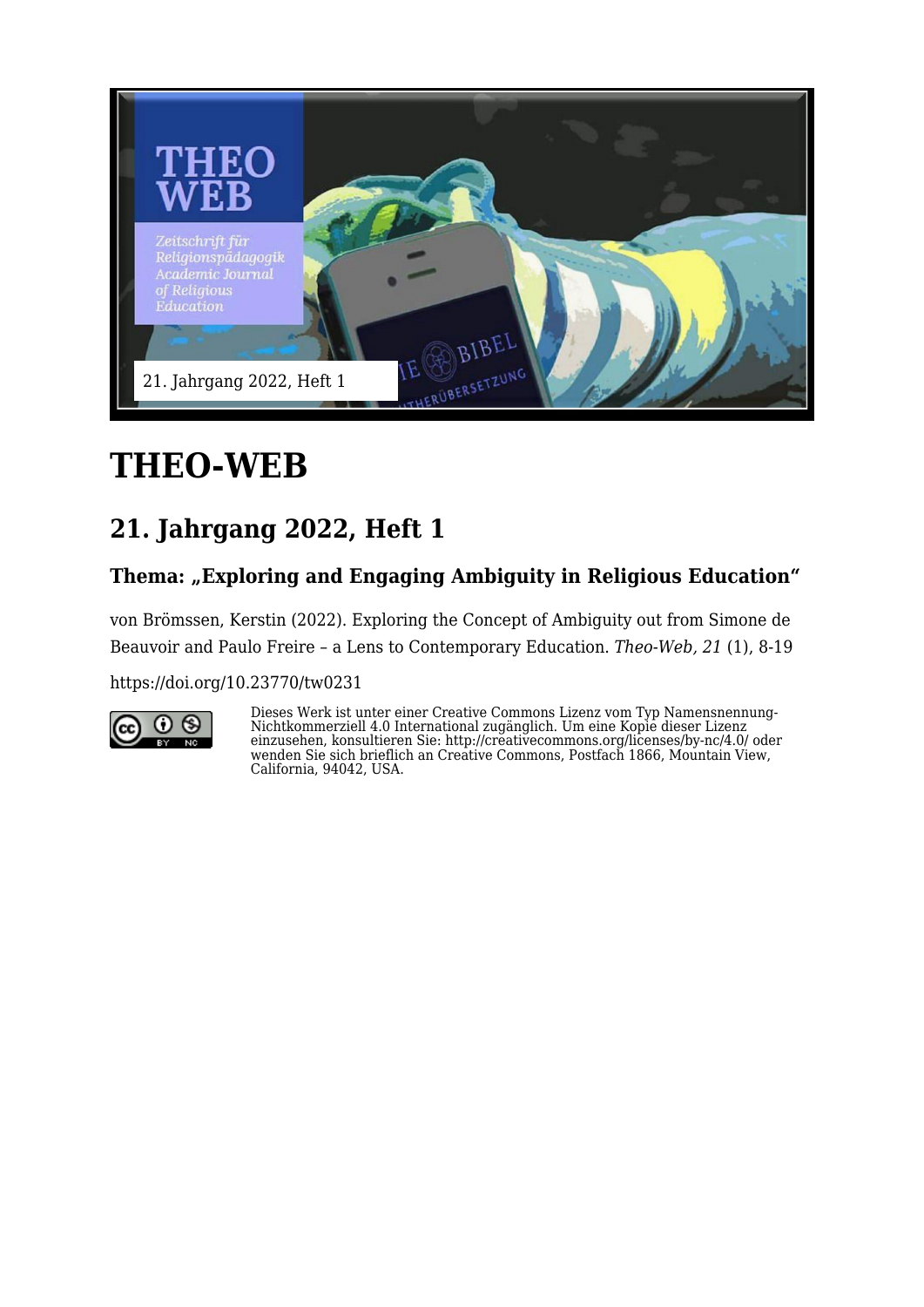# THEO-WEB

## 21. Jahrgang 2022, Heft 1

### Thema: „Exploring and Engaging Ambiguity in Religious Education“

von Brömssen, Kerstin (2022). Exploring the Concept of Ambiguity out from Simone de Beauvoir and Paulo Freire – a Lens to Contemporary Education. *Theo-Web, 21* (1), 8-19

https://doi.org/10.23770/tw0231

Dieses Werk ist unter einer Creative Commons Lizenz vom Typ Namensnennung-Nichtkommerziell 4.0 International zugänglich. Um eine Kopie dieser Lizenz einzusehen, konsultieren Sie: http://creativecommons.org/licenses/by-nc/4.0/ oder wenden Sie sich brieflich an Creative Commons, Postfach 1866, Mountain View, California, 94042, USA.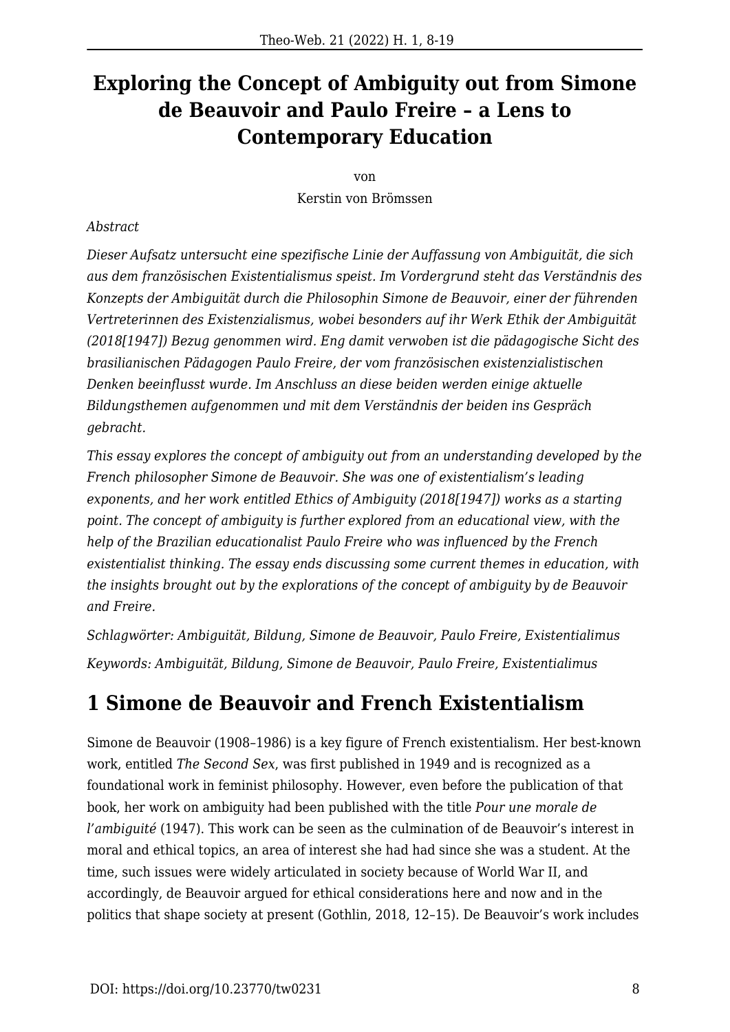# Exploring the Concept of Ambiguity out from Simone de Beauvoir and Paulo Freire – a Lens to Contemporary Education

von

Kerstin von Brömssen

*Abstract*

*Dieser Aufsatz untersucht eine spezifische Linie der Auffassung von Ambiguität, die sich aus dem französischen Existentialismus speist. Im Vordergrund steht das Verständnis des Konzepts der Ambiguität durch die Philosophin Simone de Beauvoir, einer der führenden Vertreterinnen des Existenzialismus, wobei besonders auf ihr Werk Ethik der Ambiguität (2018[1947]) Bezug genommen wird. Eng damit verwoben ist die pädagogische Sicht des brasilianischen Pädagogen Paulo Freire, der vom französischen existenzialistischen Denken beeinflusst wurde. Im Anschluss an diese beiden werden einige aktuelle Bildungsthemen aufgenommen und mit dem Verständnis der beiden ins Gespräch gebracht.*

*This essay explores the concept of ambiguity out from an understanding developed by the French philosopher Simone de Beauvoir. She was one of existentialism's leading exponents, and her work entitled Ethics of Ambiguity (2018[1947]) works as a starting point. The concept of ambiguity is further explored from an educational view, with the help of the Brazilian educationalist Paulo Freire who was influenced by the French existentialist thinking. The essay ends discussing some current themes in education, with the insights brought out by the explorations of the concept of ambiguity by de Beauvoir and Freire.*

*Schlagwörter: Ambiguität, Bildung, Simone de Beauvoir, Paulo Freire, Existentialimus*

*Keywords: Ambiguität, Bildung, Simone de Beauvoir, Paulo Freire, Existentialimus*

## 1 Simone de Beauvoir and French Existentialism

Simone de Beauvoir (1908–1986) is a key figure of French existentialism. Her best-known work, entitled *The Second Sex*, was first published in 1949 and is recognized as a foundational work in feminist philosophy. However, even before the publication of that book, her work on ambiguity had been published with the title *Pour une morale de l'ambiguité* (1947). This work can be seen as the culmination of de Beauvoir's interest in moral and ethical topics, an area of interest she had had since she was a student. At the time, such issues were widely articulated in society because of World War II, and accordingly, de Beauvoir argued for ethical considerations here and now and in the politics that shape society at present (Gothlin, 2018, 12–15). De Beauvoir's work includes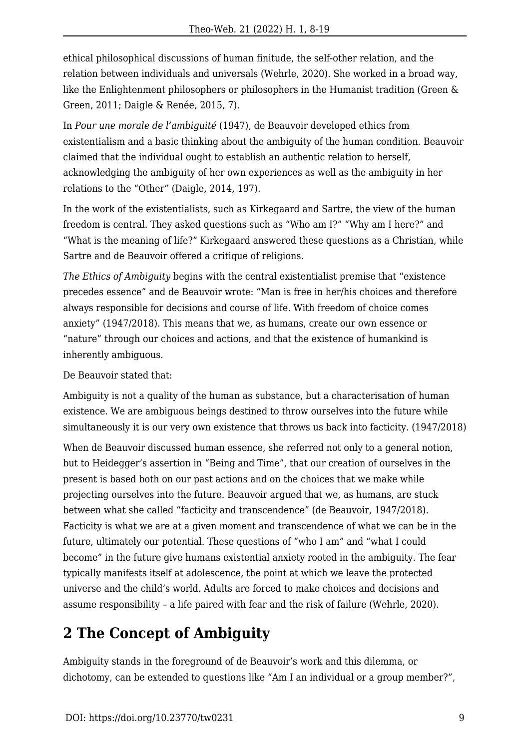ethical philosophical discussions of human finitude, the self-other relation, and the relation between individuals and universals (Wehrle, 2020). She worked in a broad way, like the Enlightenment philosophers or philosophers in the Humanist tradition (Green & Green, 2011; Daigle & Renée, 2015, 7).

In *Pour une morale de l'ambiguité* (1947), de Beauvoir developed ethics from existentialism and a basic thinking about the ambiguity of the human condition. Beauvoir claimed that the individual ought to establish an authentic relation to herself, acknowledging the ambiguity of her own experiences as well as the ambiguity in her relations to the "Other" (Daigle, 2014, 197).

In the work of the existentialists, such as Kirkegaard and Sartre, the view of the human freedom is central. They asked questions such as "Who am I?" "Why am I here?" and "What is the meaning of life?" Kirkegaard answered these questions as a Christian, while Sartre and de Beauvoir offered a critique of religions.

*The Ethics of Ambiguity* begins with the central existentialist premise that "existence precedes essence" and de Beauvoir wrote: "Man is free in her/his choices and therefore always responsible for decisions and course of life. With freedom of choice comes anxiety" (1947/2018). This means that we, as humans, create our own essence or "nature" through our choices and actions, and that the existence of humankind is inherently ambiguous.

De Beauvoir stated that:

> Ambiguity is not a quality of the human as substance, but a characterisation of human existence. We are ambiguous beings destined to throw ourselves into the future while simultaneously it is our very own existence that throws us back into facticity. (1947/2018)

When de Beauvoir discussed human essence, she referred not only to a general notion, but to Heidegger's assertion in "Being and Time", that our creation of ourselves in the present is based both on our past actions and on the choices that we make while projecting ourselves into the future. Beauvoir argued that we, as humans, are stuck between what she called "facticity and transcendence" (de Beauvoir, 1947/2018). Facticity is what we are at a given moment and transcendence of what we can be in the future, ultimately our potential. These questions of "who I am" and "what I could become" in the future give humans existential anxiety rooted in the ambiguity. The fear typically manifests itself at adolescence, the point at which we leave the protected universe and the child's world. Adults are forced to make choices and decisions and assume responsibility – a life paired with fear and the risk of failure (Wehrle, 2020).

## 2 The Concept of Ambiguity

Ambiguity stands in the foreground of de Beauvoir's work and this dilemma, or dichotomy, can be extended to questions like "Am I an individual or a group member?",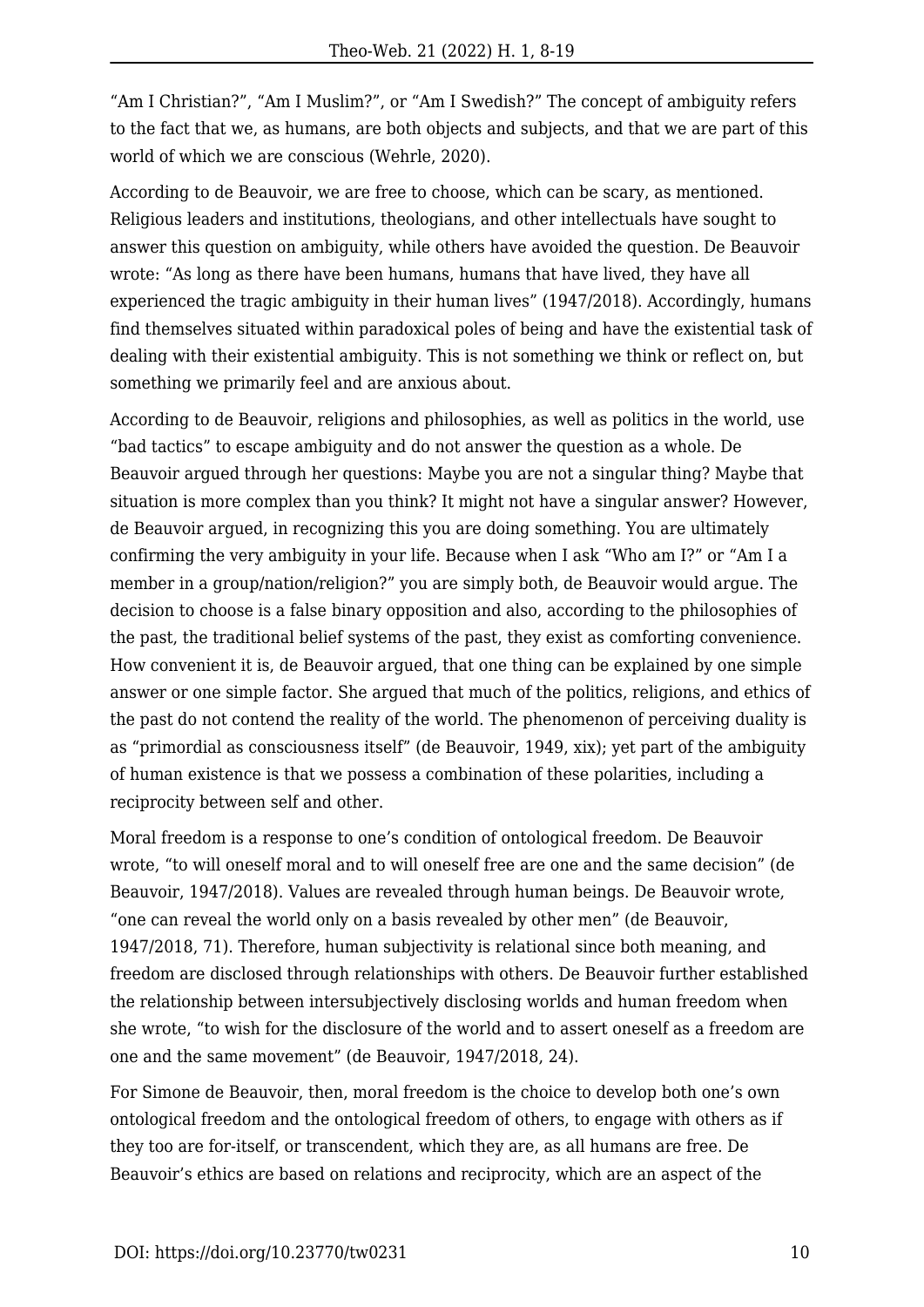"Am I Christian?", "Am I Muslim?", or "Am I Swedish?" The concept of ambiguity refers to the fact that we, as humans, are both objects and subjects, and that we are part of this world of which we are conscious (Wehrle, 2020).

According to de Beauvoir, we are free to choose, which can be scary, as mentioned. Religious leaders and institutions, theologians, and other intellectuals have sought to answer this question on ambiguity, while others have avoided the question. De Beauvoir wrote: "As long as there have been humans, humans that have lived, they have all experienced the tragic ambiguity in their human lives" (1947/2018). Accordingly, humans find themselves situated within paradoxical poles of being and have the existential task of dealing with their existential ambiguity. This is not something we think or reflect on, but something we primarily feel and are anxious about.

According to de Beauvoir, religions and philosophies, as well as politics in the world, use "bad tactics" to escape ambiguity and do not answer the question as a whole. De Beauvoir argued through her questions: Maybe you are not a singular thing? Maybe that situation is more complex than you think? It might not have a singular answer? However, de Beauvoir argued, in recognizing this you are doing something. You are ultimately confirming the very ambiguity in your life. Because when I ask "Who am I?" or "Am I a member in a group/nation/religion?" you are simply both, de Beauvoir would argue. The decision to choose is a false binary opposition and also, according to the philosophies of the past, the traditional belief systems of the past, they exist as comforting convenience. How convenient it is, de Beauvoir argued, that one thing can be explained by one simple answer or one simple factor. She argued that much of the politics, religions, and ethics of the past do not contend the reality of the world. The phenomenon of perceiving duality is as "primordial as consciousness itself" (de Beauvoir, 1949, xix); yet part of the ambiguity of human existence is that we possess a combination of these polarities, including a reciprocity between self and other.

Moral freedom is a response to one's condition of ontological freedom. De Beauvoir wrote, "to will oneself moral and to will oneself free are one and the same decision" (de Beauvoir, 1947/2018). Values are revealed through human beings. De Beauvoir wrote, "one can reveal the world only on a basis revealed by other men" (de Beauvoir, 1947/2018, 71). Therefore, human subjectivity is relational since both meaning, and freedom are disclosed through relationships with others. De Beauvoir further established the relationship between intersubjectively disclosing worlds and human freedom when she wrote, "to wish for the disclosure of the world and to assert oneself as a freedom are one and the same movement" (de Beauvoir, 1947/2018, 24).

For Simone de Beauvoir, then, moral freedom is the choice to develop both one's own ontological freedom and the ontological freedom of others, to engage with others as if they too are for-itself, or transcendent, which they are, as all humans are free. De Beauvoir's ethics are based on relations and reciprocity, which are an aspect of the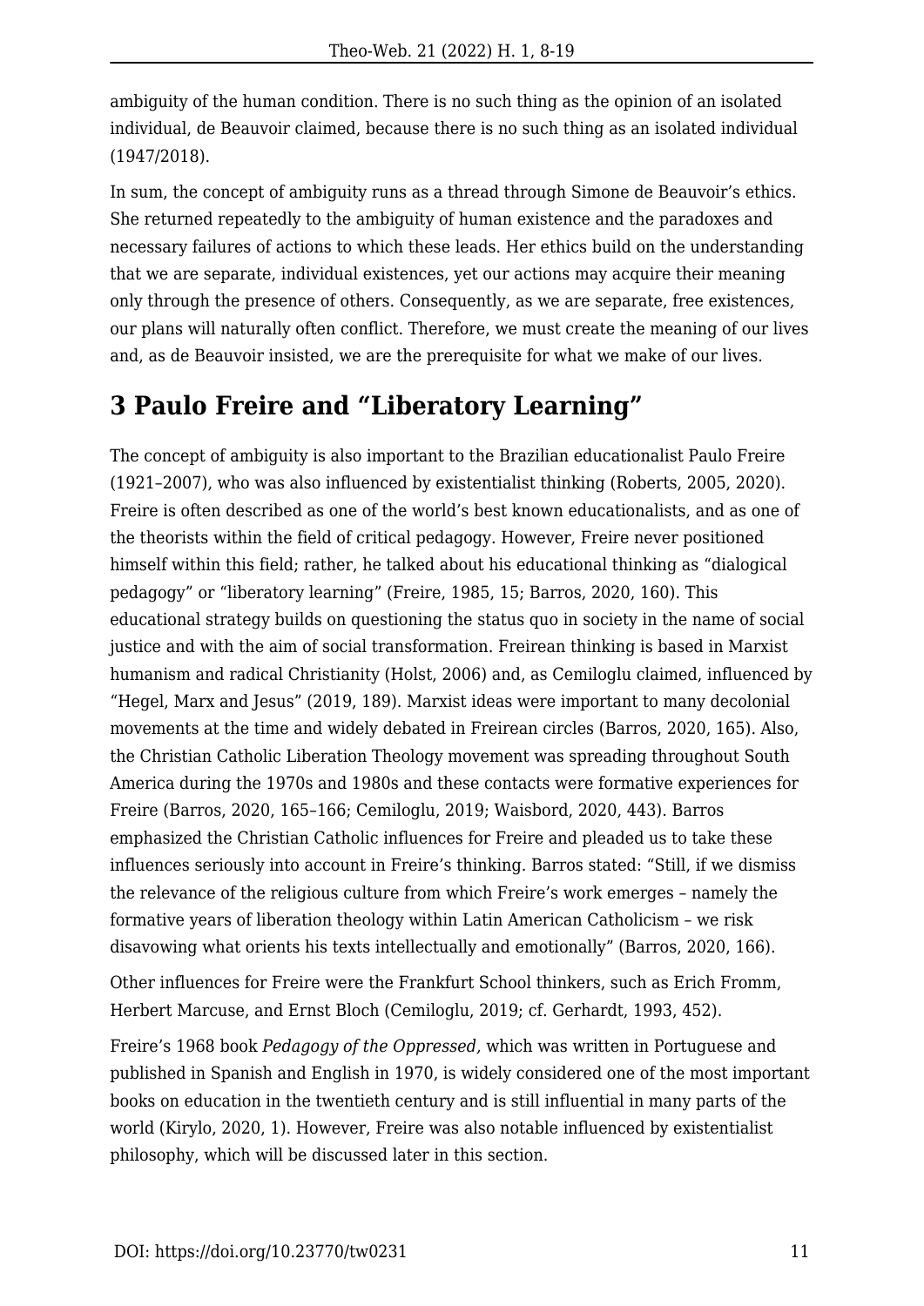ambiguity of the human condition. There is no such thing as the opinion of an isolated individual, de Beauvoir claimed, because there is no such thing as an isolated individual (1947/2018).

In sum, the concept of ambiguity runs as a thread through Simone de Beauvoir's ethics. She returned repeatedly to the ambiguity of human existence and the paradoxes and necessary failures of actions to which these leads. Her ethics build on the understanding that we are separate, individual existences, yet our actions may acquire their meaning only through the presence of others. Consequently, as we are separate, free existences, our plans will naturally often conflict. Therefore, we must create the meaning of our lives and, as de Beauvoir insisted, we are the prerequisite for what we make of our lives.

## 3 Paulo Freire and "Liberatory Learning"

The concept of ambiguity is also important to the Brazilian educationalist Paulo Freire (1921–2007), who was also influenced by existentialist thinking (Roberts, 2005, 2020). Freire is often described as one of the world's best known educationalists, and as one of the theorists within the field of critical pedagogy. However, Freire never positioned himself within this field; rather, he talked about his educational thinking as "dialogical pedagogy" or "liberatory learning" (Freire, 1985, 15; Barros, 2020, 160). This educational strategy builds on questioning the status quo in society in the name of social justice and with the aim of social transformation. Freirean thinking is based in Marxist humanism and radical Christianity (Holst, 2006) and, as Cemiloglu claimed, influenced by "Hegel, Marx and Jesus" (2019, 189). Marxist ideas were important to many decolonial movements at the time and widely debated in Freirean circles (Barros, 2020, 165). Also, the Christian Catholic Liberation Theology movement was spreading throughout South America during the 1970s and 1980s and these contacts were formative experiences for Freire (Barros, 2020, 165–166; Cemiloglu, 2019; Waisbord, 2020, 443). Barros emphasized the Christian Catholic influences for Freire and pleaded us to take these influences seriously into account in Freire's thinking. Barros stated: "Still, if we dismiss the relevance of the religious culture from which Freire's work emerges – namely the formative years of liberation theology within Latin American Catholicism – we risk disavowing what orients his texts intellectually and emotionally" (Barros, 2020, 166).

Other influences for Freire were the Frankfurt School thinkers, such as Erich Fromm, Herbert Marcuse, and Ernst Bloch (Cemiloglu, 2019; cf. Gerhardt, 1993, 452).

Freire's 1968 book *Pedagogy of the Oppressed,* which was written in Portuguese and published in Spanish and English in 1970, is widely considered one of the most important books on education in the twentieth century and is still influential in many parts of the world (Kirylo, 2020, 1). However, Freire was also notable influenced by existentialist philosophy, which will be discussed later in this section.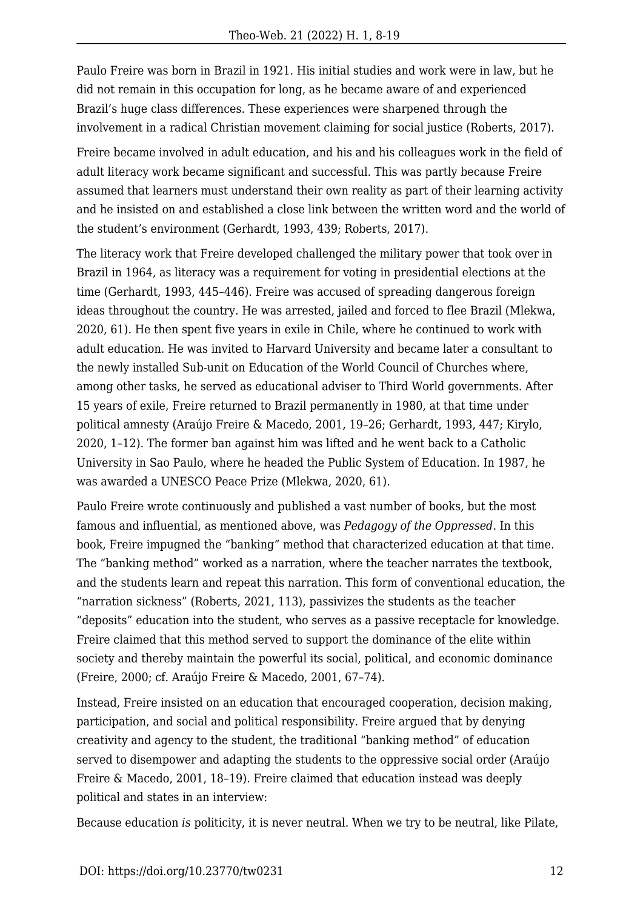Paulo Freire was born in Brazil in 1921. His initial studies and work were in law, but he did not remain in this occupation for long, as he became aware of and experienced Brazil's huge class differences. These experiences were sharpened through the involvement in a radical Christian movement claiming for social justice (Roberts, 2017).

Freire became involved in adult education, and his and his colleagues work in the field of adult literacy work became significant and successful. This was partly because Freire assumed that learners must understand their own reality as part of their learning activity and he insisted on and established a close link between the written word and the world of the student's environment (Gerhardt, 1993, 439; Roberts, 2017).

The literacy work that Freire developed challenged the military power that took over in Brazil in 1964, as literacy was a requirement for voting in presidential elections at the time (Gerhardt, 1993, 445–446). Freire was accused of spreading dangerous foreign ideas throughout the country. He was arrested, jailed and forced to flee Brazil (Mlekwa, 2020, 61). He then spent five years in exile in Chile, where he continued to work with adult education. He was invited to Harvard University and became later a consultant to the newly installed Sub-unit on Education of the World Council of Churches where, among other tasks, he served as educational adviser to Third World governments. After 15 years of exile, Freire returned to Brazil permanently in 1980, at that time under political amnesty (Araújo Freire & Macedo, 2001, 19–26; Gerhardt, 1993, 447; Kirylo, 2020, 1–12). The former ban against him was lifted and he went back to a Catholic University in Sao Paulo, where he headed the Public System of Education. In 1987, he was awarded a UNESCO Peace Prize (Mlekwa, 2020, 61).

Paulo Freire wrote continuously and published a vast number of books, but the most famous and influential, as mentioned above, was *Pedagogy of the Oppressed*. In this book, Freire impugned the "banking" method that characterized education at that time. The "banking method" worked as a narration, where the teacher narrates the textbook, and the students learn and repeat this narration. This form of conventional education, the "narration sickness" (Roberts, 2021, 113), passivizes the students as the teacher "deposits" education into the student, who serves as a passive receptacle for knowledge. Freire claimed that this method served to support the dominance of the elite within society and thereby maintain the powerful its social, political, and economic dominance (Freire, 2000; cf. Araújo Freire & Macedo, 2001, 67–74).

Instead, Freire insisted on an education that encouraged cooperation, decision making, participation, and social and political responsibility. Freire argued that by denying creativity and agency to the student, the traditional "banking method" of education served to disempower and adapting the students to the oppressive social order (Araújo Freire & Macedo, 2001, 18–19). Freire claimed that education instead was deeply political and states in an interview:

Because education *is* politicity, it is never neutral. When we try to be neutral, like Pilate,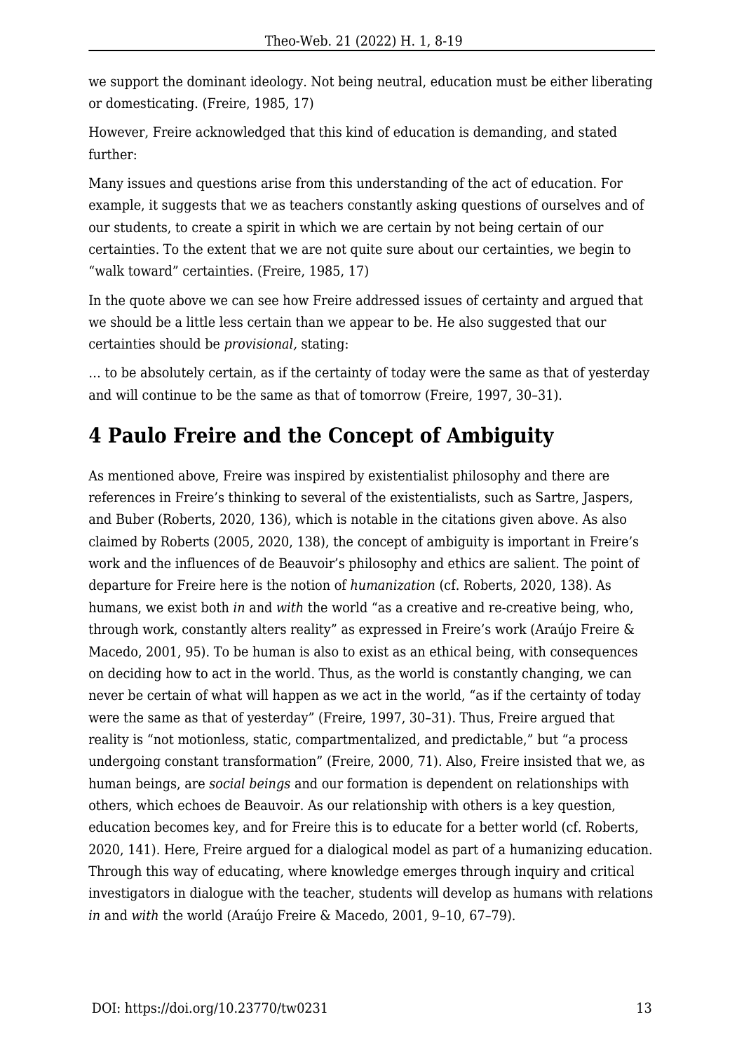we support the dominant ideology. Not being neutral, education must be either liberating or domesticating. (Freire, 1985, 17)

However, Freire acknowledged that this kind of education is demanding, and stated further:

Many issues and questions arise from this understanding of the act of education. For example, it suggests that we as teachers constantly asking questions of ourselves and of our students, to create a spirit in which we are certain by not being certain of our certainties. To the extent that we are not quite sure about our certainties, we begin to "walk toward" certainties. (Freire, 1985, 17)

In the quote above we can see how Freire addressed issues of certainty and argued that we should be a little less certain than we appear to be. He also suggested that our certainties should be *provisional,* stating:

… to be absolutely certain, as if the certainty of today were the same as that of yesterday and will continue to be the same as that of tomorrow (Freire, 1997, 30–31).

## 4 Paulo Freire and the Concept of Ambiguity

As mentioned above, Freire was inspired by existentialist philosophy and there are references in Freire's thinking to several of the existentialists, such as Sartre, Jaspers, and Buber (Roberts, 2020, 136), which is notable in the citations given above. As also claimed by Roberts (2005, 2020, 138), the concept of ambiguity is important in Freire's work and the influences of de Beauvoir's philosophy and ethics are salient. The point of departure for Freire here is the notion of *humanization* (cf. Roberts, 2020, 138). As humans, we exist both *in* and *with* the world "as a creative and re-creative being, who, through work, constantly alters reality" as expressed in Freire's work (Araújo Freire & Macedo, 2001, 95). To be human is also to exist as an ethical being, with consequences on deciding how to act in the world. Thus, as the world is constantly changing, we can never be certain of what will happen as we act in the world, "as if the certainty of today were the same as that of yesterday" (Freire, 1997, 30–31). Thus, Freire argued that reality is "not motionless, static, compartmentalized, and predictable," but "a process undergoing constant transformation" (Freire, 2000, 71). Also, Freire insisted that we, as human beings, are *social beings* and our formation is dependent on relationships with others, which echoes de Beauvoir. As our relationship with others is a key question, education becomes key, and for Freire this is to educate for a better world (cf. Roberts, 2020, 141). Here, Freire argued for a dialogical model as part of a humanizing education. Through this way of educating, where knowledge emerges through inquiry and critical investigators in dialogue with the teacher, students will develop as humans with relations *in* and *with* the world (Araújo Freire & Macedo, 2001, 9–10, 67–79).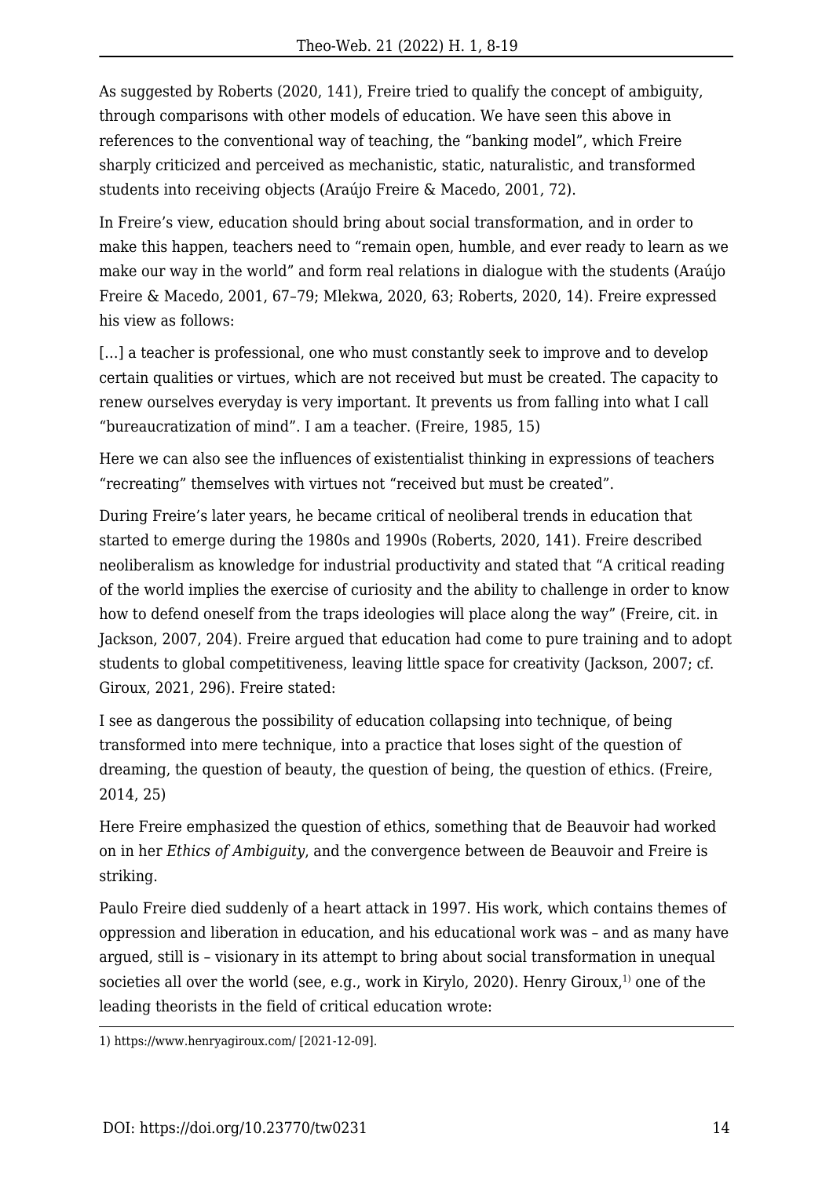As suggested by Roberts (2020, 141), Freire tried to qualify the concept of ambiguity, through comparisons with other models of education. We have seen this above in references to the conventional way of teaching, the "banking model", which Freire sharply criticized and perceived as mechanistic, static, naturalistic, and transformed students into receiving objects (Araújo Freire & Macedo, 2001, 72).

In Freire's view, education should bring about social transformation, and in order to make this happen, teachers need to "remain open, humble, and ever ready to learn as we make our way in the world" and form real relations in dialogue with the students (Araújo Freire & Macedo, 2001, 67–79; Mlekwa, 2020, 63; Roberts, 2020, 14). Freire expressed his view as follows:

> [...] a teacher is professional, one who must constantly seek to improve and to develop certain qualities or virtues, which are not received but must be created. The capacity to renew ourselves everyday is very important. It prevents us from falling into what I call "bureaucratization of mind". I am a teacher. (Freire, 1985, 15)

Here we can also see the influences of existentialist thinking in expressions of teachers "recreating" themselves with virtues not "received but must be created".

During Freire's later years, he became critical of neoliberal trends in education that started to emerge during the 1980s and 1990s (Roberts, 2020, 141). Freire described neoliberalism as knowledge for industrial productivity and stated that "A critical reading of the world implies the exercise of curiosity and the ability to challenge in order to know how to defend oneself from the traps ideologies will place along the way" (Freire, cit. in Jackson, 2007, 204). Freire argued that education had come to pure training and to adopt students to global competitiveness, leaving little space for creativity (Jackson, 2007; cf. Giroux, 2021, 296). Freire stated:

> I see as dangerous the possibility of education collapsing into technique, of being transformed into mere technique, into a practice that loses sight of the question of dreaming, the question of beauty, the question of being, the question of ethics. (Freire, 2014, 25)

Here Freire emphasized the question of ethics, something that de Beauvoir had worked on in her *Ethics of Ambiguity*, and the convergence between de Beauvoir and Freire is striking.

Paulo Freire died suddenly of a heart attack in 1997. His work, which contains themes of oppression and liberation in education, and his educational work was – and as many have argued, still is – visionary in its attempt to bring about social transformation in unequal societies all over the world (see, e.g., work in Kirylo, 2020). Henry Giroux,[1] one of the leading theorists in the field of critical education wrote:

1) https://www.henryagiroux.com/ [2021-12-09].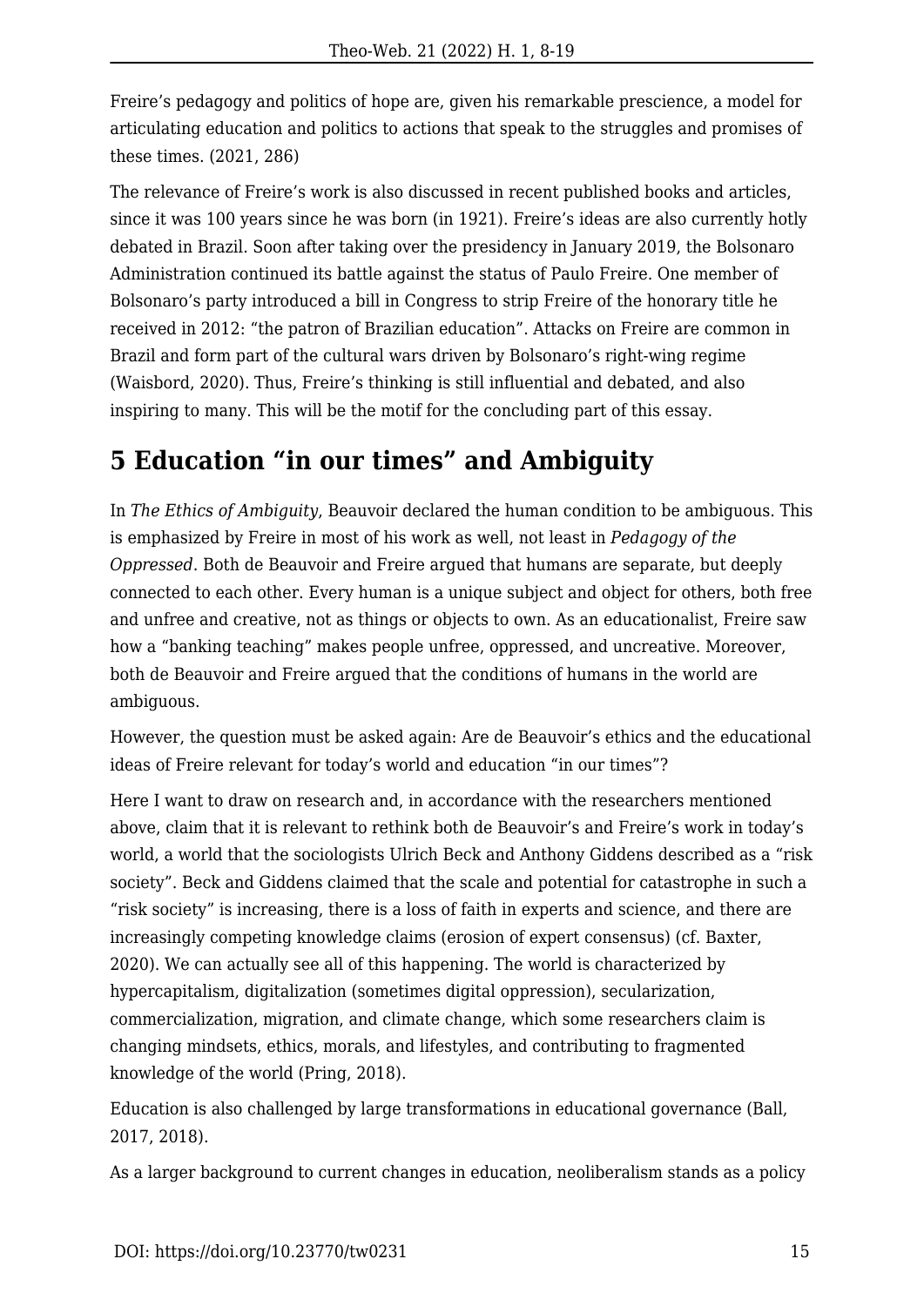Freire's pedagogy and politics of hope are, given his remarkable prescience, a model for articulating education and politics to actions that speak to the struggles and promises of these times. (2021, 286)

The relevance of Freire's work is also discussed in recent published books and articles, since it was 100 years since he was born (in 1921). Freire's ideas are also currently hotly debated in Brazil. Soon after taking over the presidency in January 2019, the Bolsonaro Administration continued its battle against the status of Paulo Freire. One member of Bolsonaro's party introduced a bill in Congress to strip Freire of the honorary title he received in 2012: "the patron of Brazilian education". Attacks on Freire are common in Brazil and form part of the cultural wars driven by Bolsonaro's right-wing regime (Waisbord, 2020). Thus, Freire's thinking is still influential and debated, and also inspiring to many. This will be the motif for the concluding part of this essay.

## 5 Education "in our times" and Ambiguity

In *The Ethics of Ambiguity*, Beauvoir declared the human condition to be ambiguous. This is emphasized by Freire in most of his work as well, not least in *Pedagogy of the Oppressed*. Both de Beauvoir and Freire argued that humans are separate, but deeply connected to each other. Every human is a unique subject and object for others, both free and unfree and creative, not as things or objects to own. As an educationalist, Freire saw how a "banking teaching" makes people unfree, oppressed, and uncreative. Moreover, both de Beauvoir and Freire argued that the conditions of humans in the world are ambiguous.

However, the question must be asked again: Are de Beauvoir's ethics and the educational ideas of Freire relevant for today's world and education "in our times"?

Here I want to draw on research and, in accordance with the researchers mentioned above, claim that it is relevant to rethink both de Beauvoir's and Freire's work in today's world, a world that the sociologists Ulrich Beck and Anthony Giddens described as a "risk society". Beck and Giddens claimed that the scale and potential for catastrophe in such a "risk society" is increasing, there is a loss of faith in experts and science, and there are increasingly competing knowledge claims (erosion of expert consensus) (cf. Baxter, 2020). We can actually see all of this happening. The world is characterized by hypercapitalism, digitalization (sometimes digital oppression), secularization, commercialization, migration, and climate change, which some researchers claim is changing mindsets, ethics, morals, and lifestyles, and contributing to fragmented knowledge of the world (Pring, 2018).

Education is also challenged by large transformations in educational governance (Ball, 2017, 2018).

As a larger background to current changes in education, neoliberalism stands as a policy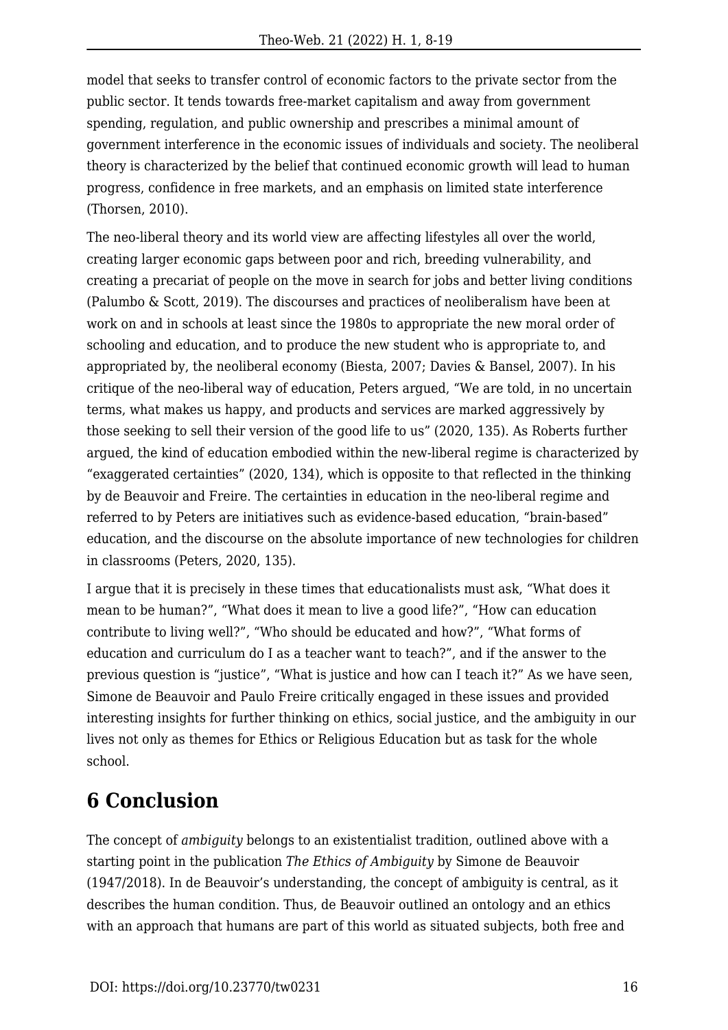model that seeks to transfer control of economic factors to the private sector from the public sector. It tends towards free-market capitalism and away from government spending, regulation, and public ownership and prescribes a minimal amount of government interference in the economic issues of individuals and society. The neoliberal theory is characterized by the belief that continued economic growth will lead to human progress, confidence in free markets, and an emphasis on limited state interference (Thorsen, 2010).

The neo-liberal theory and its world view are affecting lifestyles all over the world, creating larger economic gaps between poor and rich, breeding vulnerability, and creating a precariat of people on the move in search for jobs and better living conditions (Palumbo & Scott, 2019). The discourses and practices of neoliberalism have been at work on and in schools at least since the 1980s to appropriate the new moral order of schooling and education, and to produce the new student who is appropriate to, and appropriated by, the neoliberal economy (Biesta, 2007; Davies & Bansel, 2007). In his critique of the neo-liberal way of education, Peters argued, "We are told, in no uncertain terms, what makes us happy, and products and services are marked aggressively by those seeking to sell their version of the good life to us" (2020, 135). As Roberts further argued, the kind of education embodied within the new-liberal regime is characterized by "exaggerated certainties" (2020, 134), which is opposite to that reflected in the thinking by de Beauvoir and Freire. The certainties in education in the neo-liberal regime and referred to by Peters are initiatives such as evidence-based education, "brain-based" education, and the discourse on the absolute importance of new technologies for children in classrooms (Peters, 2020, 135).

I argue that it is precisely in these times that educationalists must ask, "What does it mean to be human?", "What does it mean to live a good life?", "How can education contribute to living well?", "Who should be educated and how?", "What forms of education and curriculum do I as a teacher want to teach?", and if the answer to the previous question is "justice", "What is justice and how can I teach it?" As we have seen, Simone de Beauvoir and Paulo Freire critically engaged in these issues and provided interesting insights for further thinking on ethics, social justice, and the ambiguity in our lives not only as themes for Ethics or Religious Education but as task for the whole school.

## 6 Conclusion

The concept of *ambiguity* belongs to an existentialist tradition, outlined above with a starting point in the publication *The Ethics of Ambiguity* by Simone de Beauvoir (1947/2018). In de Beauvoir's understanding, the concept of ambiguity is central, as it describes the human condition. Thus, de Beauvoir outlined an ontology and an ethics with an approach that humans are part of this world as situated subjects, both free and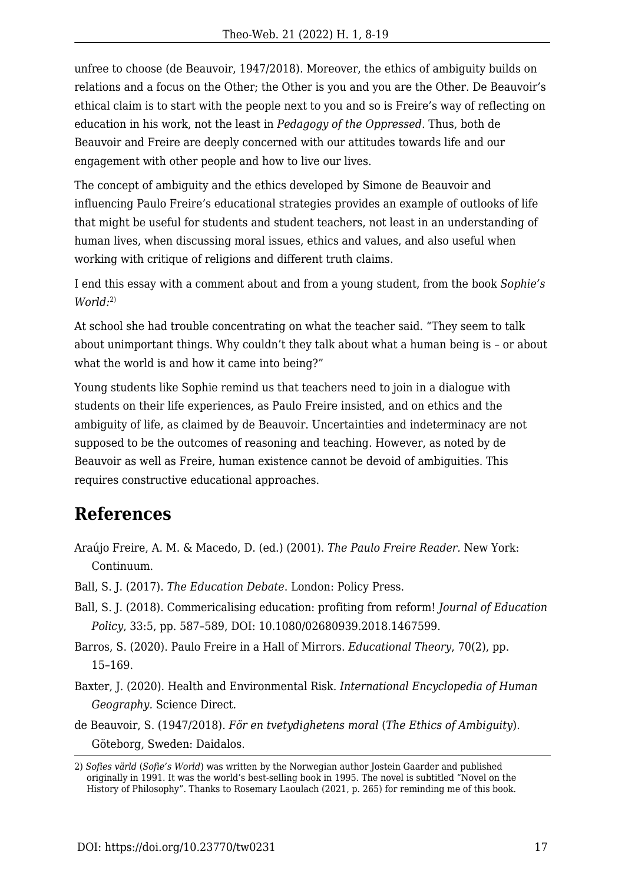unfree to choose (de Beauvoir, 1947/2018). Moreover, the ethics of ambiguity builds on relations and a focus on the Other; the Other is you and you are the Other. De Beauvoir's ethical claim is to start with the people next to you and so is Freire's way of reflecting on education in his work, not the least in *Pedagogy of the Oppressed*. Thus, both de Beauvoir and Freire are deeply concerned with our attitudes towards life and our engagement with other people and how to live our lives.

The concept of ambiguity and the ethics developed by Simone de Beauvoir and influencing Paulo Freire's educational strategies provides an example of outlooks of life that might be useful for students and student teachers, not least in an understanding of human lives, when discussing moral issues, ethics and values, and also useful when working with critique of religions and different truth claims.

I end this essay with a comment about and from a young student, from the book *Sophie's World:*[2]

At school she had trouble concentrating on what the teacher said. "They seem to talk about unimportant things. Why couldn't they talk about what a human being is – or about what the world is and how it came into being?"

Young students like Sophie remind us that teachers need to join in a dialogue with students on their life experiences, as Paulo Freire insisted, and on ethics and the ambiguity of life, as claimed by de Beauvoir. Uncertainties and indeterminacy are not supposed to be the outcomes of reasoning and teaching. However, as noted by de Beauvoir as well as Freire, human existence cannot be devoid of ambiguities. This requires constructive educational approaches.

## References

Araújo Freire, A. M. & Macedo, D. (ed.) (2001). *The Paulo Freire Reader.* New York: Continuum.

Ball, S. J. (2017). *The Education Debate*. London: Policy Press.

Ball, S. J. (2018). Commericalising education: profiting from reform! *Journal of Education Policy*, 33:5, pp. 587–589, DOI: 10.1080/02680939.2018.1467599.

Barros, S. (2020). Paulo Freire in a Hall of Mirrors. *Educational Theory*, 70(2), pp. 15–169.

Baxter, J. (2020). Health and Environmental Risk. *International Encyclopedia of Human Geography.* Science Direct.

de Beauvoir, S. (1947/2018). *För en tvetydighetens moral* (*The Ethics of Ambiguity*). Göteborg, Sweden: Daidalos.

---

2) *Sofies värld* (*Sofie's World*) was written by the Norwegian author Jostein Gaarder and published originally in 1991. It was the world's best-selling book in 1995. The novel is subtitled "Novel on the History of Philosophy". Thanks to Rosemary Laoulach (2021, p. 265) for reminding me of this book.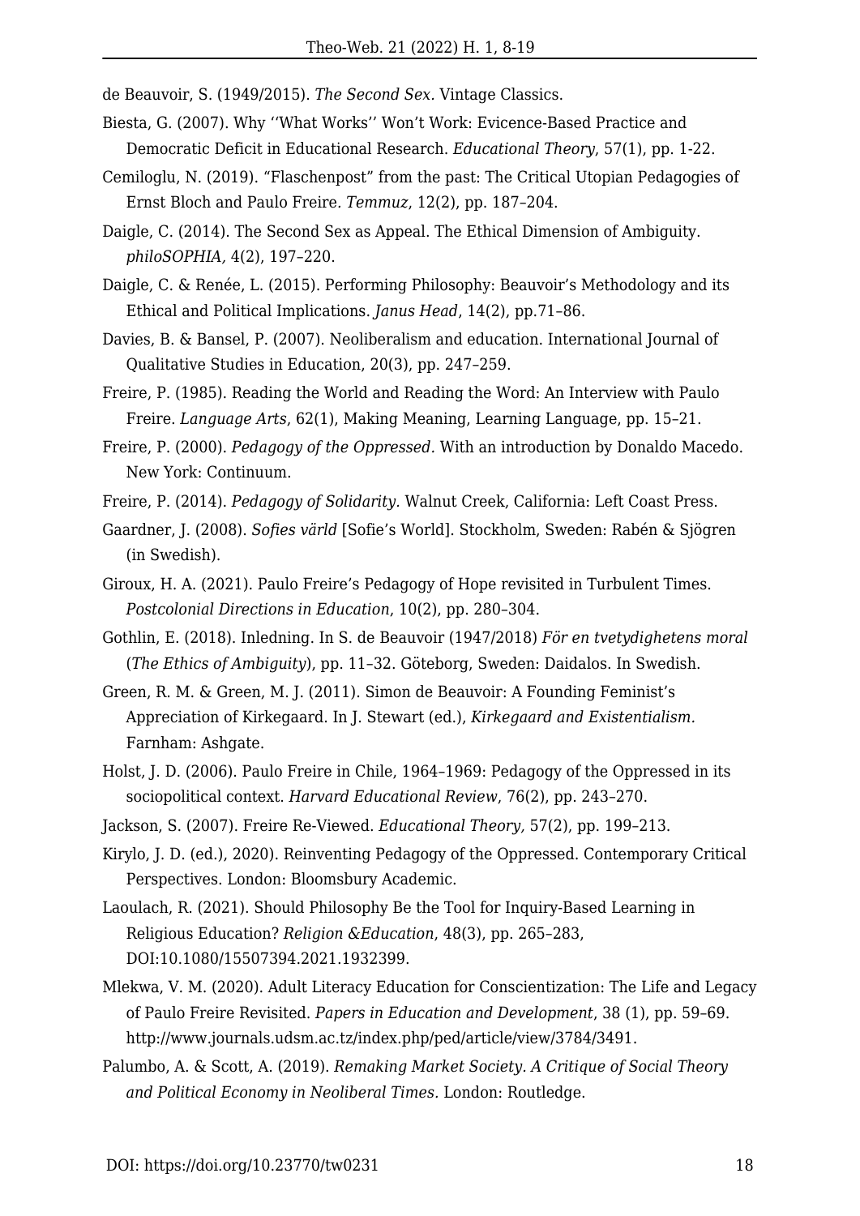de Beauvoir, S. (1949/2015). *The Second Sex*. Vintage Classics.

Biesta, G. (2007). Why ''What Works'' Won't Work: Evicence-Based Practice and Democratic Deficit in Educational Research. *Educational Theory*, 57(1), pp. 1-22.

Cemiloglu, N. (2019). "Flaschenpost" from the past: The Critical Utopian Pedagogies of Ernst Bloch and Paulo Freire. *Temmuz*, 12(2), pp. 187–204.

Daigle, C. (2014). The Second Sex as Appeal. The Ethical Dimension of Ambiguity. *philoSOPHIA*, 4(2), 197–220.

Daigle, C. & Renée, L. (2015). Performing Philosophy: Beauvoir's Methodology and its Ethical and Political Implications. *Janus Head*, 14(2), pp.71–86.

Davies, B. & Bansel, P. (2007). Neoliberalism and education. International Journal of Qualitative Studies in Education, 20(3), pp. 247–259.

Freire, P. (1985). Reading the World and Reading the Word: An Interview with Paulo Freire. *Language Arts*, 62(1), Making Meaning, Learning Language, pp. 15–21.

Freire, P. (2000). *Pedagogy of the Oppressed.* With an introduction by Donaldo Macedo. New York: Continuum.

Freire, P. (2014). *Pedagogy of Solidarity.* Walnut Creek, California: Left Coast Press.

Gaardner, J. (2008). *Sofies värld* [Sofie's World]. Stockholm, Sweden: Rabén & Sjögren (in Swedish).

Giroux, H. A. (2021). Paulo Freire's Pedagogy of Hope revisited in Turbulent Times. *Postcolonial Directions in Education*, 10(2), pp. 280–304.

Gothlin, E. (2018). Inledning. In S. de Beauvoir (1947/2018) *För en tvetydighetens moral* (*The Ethics of Ambiguity*), pp. 11–32. Göteborg, Sweden: Daidalos. In Swedish.

Green, R. M. & Green, M. J. (2011). Simon de Beauvoir: A Founding Feminist's Appreciation of Kirkegaard. In J. Stewart (ed.), *Kirkegaard and Existentialism.* Farnham: Ashgate.

Holst, J. D. (2006). Paulo Freire in Chile, 1964–1969: Pedagogy of the Oppressed in its sociopolitical context. *Harvard Educational Review*, 76(2), pp. 243–270.

Jackson, S. (2007). Freire Re-Viewed. *Educational Theory*, 57(2), pp. 199–213.

Kirylo, J. D. (ed.), 2020). Reinventing Pedagogy of the Oppressed. Contemporary Critical Perspectives. London: Bloomsbury Academic.

Laoulach, R. (2021). Should Philosophy Be the Tool for Inquiry-Based Learning in Religious Education? *Religion &Education*, 48(3), pp. 265–283, DOI:10.1080/15507394.2021.1932399.

Mlekwa, V. M. (2020). Adult Literacy Education for Conscientization: The Life and Legacy of Paulo Freire Revisited. *Papers in Education and Development*, 38 (1), pp. 59–69. http://www.journals.udsm.ac.tz/index.php/ped/article/view/3784/3491.

Palumbo, A. & Scott, A. (2019). *Remaking Market Society. A Critique of Social Theory and Political Economy in Neoliberal Times.* London: Routledge.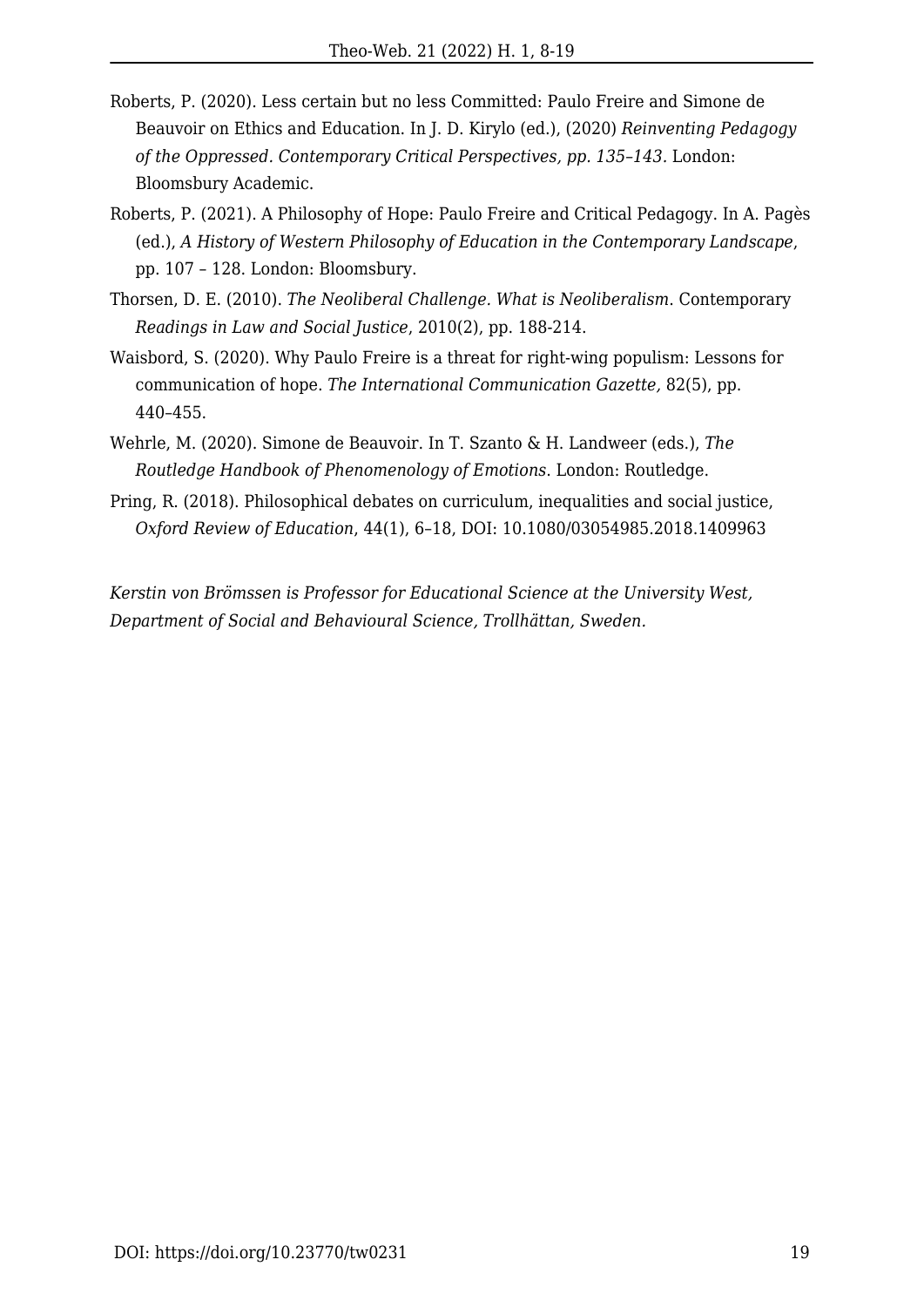Roberts, P. (2020). Less certain but no less Committed: Paulo Freire and Simone de Beauvoir on Ethics and Education. In J. D. Kirylo (ed.), (2020) *Reinventing Pedagogy of the Oppressed. Contemporary Critical Perspectives, pp. 135–143.* London: Bloomsbury Academic.

Roberts, P. (2021). A Philosophy of Hope: Paulo Freire and Critical Pedagogy. In A. Pagès (ed.), *A History of Western Philosophy of Education in the Contemporary Landscape*, pp. 107 – 128. London: Bloomsbury.

Thorsen, D. E. (2010). *The Neoliberal Challenge. What is Neoliberalism*. Contemporary *Readings in Law and Social Justice*, 2010(2), pp. 188-214.

Waisbord, S. (2020). Why Paulo Freire is a threat for right-wing populism: Lessons for communication of hope. *The International Communication Gazette,* 82(5), pp. 440–455.

Wehrle, M. (2020). Simone de Beauvoir. In T. Szanto & H. Landweer (eds.), *The Routledge Handbook of Phenomenology of Emotions*. London: Routledge.

Pring, R. (2018). Philosophical debates on curriculum, inequalities and social justice, *Oxford Review of Education*, 44(1), 6–18, DOI: 10.1080/03054985.2018.1409963

*Kerstin von Brömssen is Professor for Educational Science at the University West, Department of Social and Behavioural Science, Trollhättan, Sweden.*